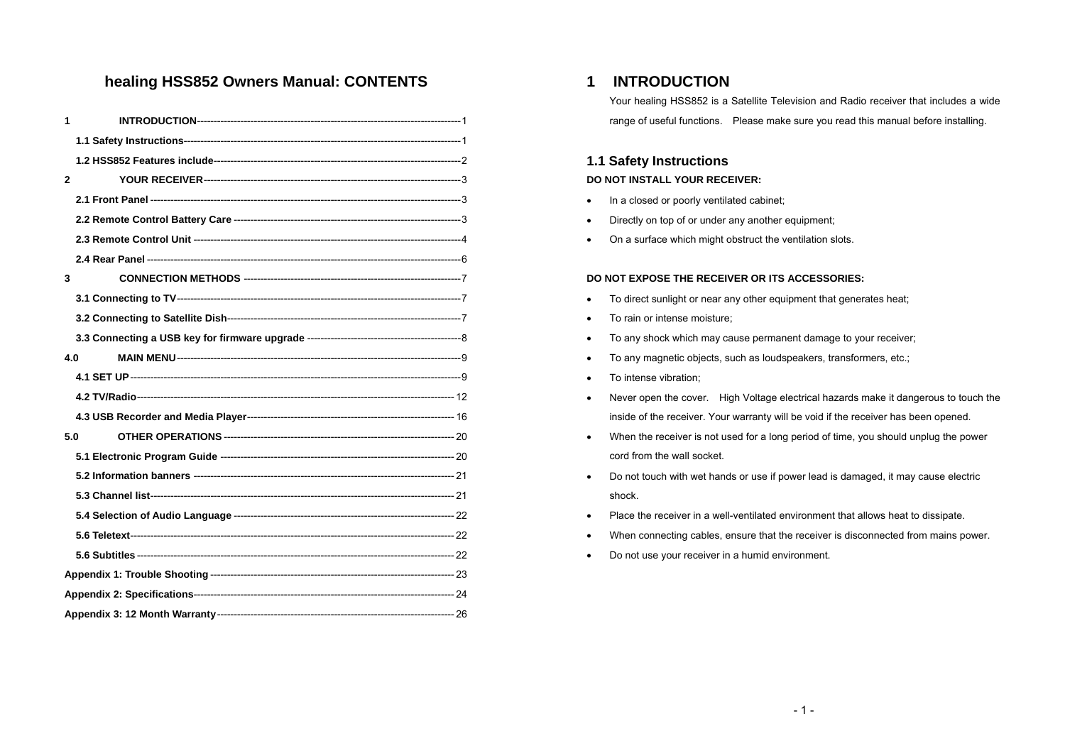# healing HSS852 Owners Manual: CONTENTS

**1 INTRODUCTION**------------------------------------------------------------------------------------1

**1.1 Safety Instructions**----------------------------------------------------------------------------------1

**1.2 HSS852 Features include**-------------------------------------------------------------------------2

**2 YOUR RECEIVER**---------------------------------------------------------------------------------3

**2.1 Front Panel** -------------------------------------------------------------------------------------------3

**2.2 Remote Control Battery Care** ------------------------------------------------------------------3

**2.3 Remote Control Unit** -------------------------------------------------------------------------------4

**2.4 Rear Panel** --------------------------------------------------------------------------------------------6

**3 CONNECTION METHODS** -----------------------------------------------------------------7

**3.1 Connecting to TV**-------------------------------------------------------------------------------------7

**3.2 Connecting to Satellite Dish**---------------------------------------------------------------------7

**3.3 Connecting a USB key for firmware upgrade** -----------------------------------------------8

**4.0 MAIN MENU**-------------------------------------------------------------------------------------9

**4.1 SET UP**-----------------------------------------------------------------------------------------------9

**4.2 TV/Radio**----------------------------------------------------------------------------------------------12

**4.3 USB Recorder and Media Player**---------------------------------------------------------------16

**5.0 OTHER OPERATIONS** ----------------------------------------------------------------------20

**5.1 Electronic Program Guide** ------------------------------------------------------------------------20

**5.2 Information banners** -------------------------------------------------------------------------------21

**5.3 Channel list**-------------------------------------------------------------------------------------------21

**5.4 Selection of Audio Language** ---------------------------------------------------------------------22

**5.6 Teletext**--------------------------------------------------------------------------------------------------22

**5.6 Subtitles** -------------------------------------------------------------------------------------------------22

**Appendix 1: Trouble Shooting** --------------------------------------------------------------------------23

**Appendix 2: Specifications**-------------------------------------------------------------------------------24

**Appendix 3: 12 Month Warranty**------------------------------------------------------------------------26

# 1 INTRODUCTION

Your healing HSS852 is a Satellite Television and Radio receiver that includes a wide range of useful functions. Please make sure you read this manual before installing.

## 1.1 Safety Instructions

**DO NOT INSTALL YOUR RECEIVER:**

- In a closed or poorly ventilated cabinet;
- Directly on top of or under any another equipment;
- On a surface which might obstruct the ventilation slots.

**DO NOT EXPOSE THE RECEIVER OR ITS ACCESSORIES:**

- To direct sunlight or near any other equipment that generates heat;
- To rain or intense moisture;
- To any shock which may cause permanent damage to your receiver;
- To any magnetic objects, such as loudspeakers, transformers, etc.;
- To intense vibration;
- Never open the cover. High Voltage electrical hazards make it dangerous to touch the inside of the receiver. Your warranty will be void if the receiver has been opened.
- When the receiver is not used for a long period of time, you should unplug the power cord from the wall socket.
- Do not touch with wet hands or use if power lead is damaged, it may cause electric shock.
- Place the receiver in a well-ventilated environment that allows heat to dissipate.
- When connecting cables, ensure that the receiver is disconnected from mains power.
- Do not use your receiver in a humid environment.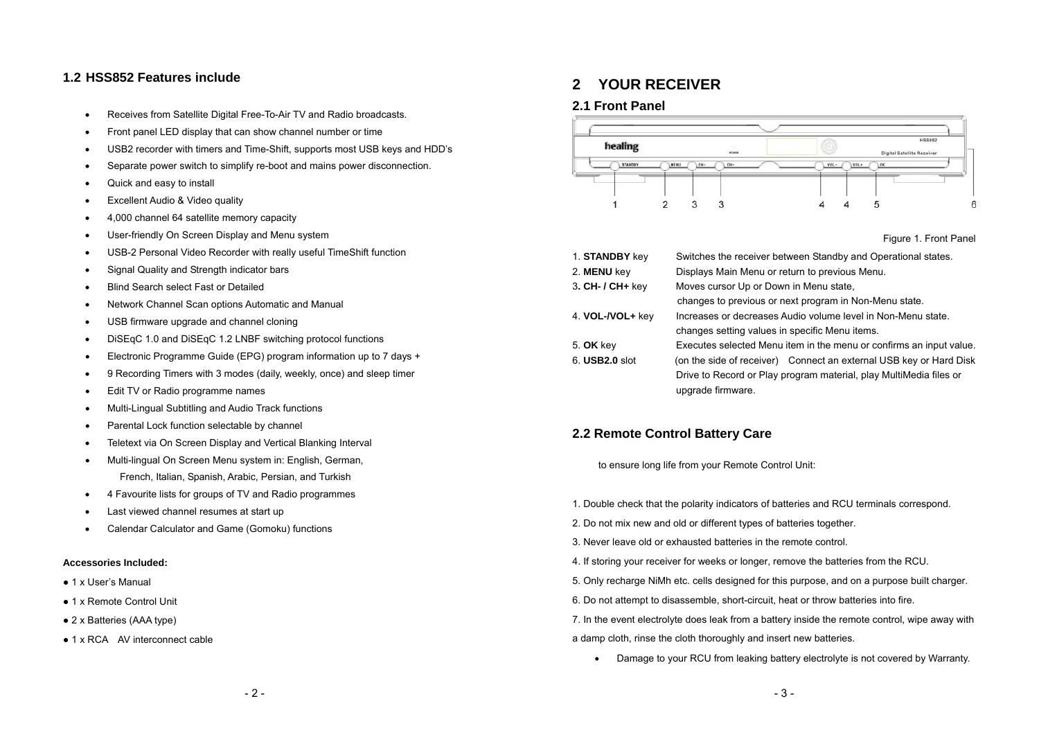## 1.2 HSS852 Features include

- Receives from Satellite Digital Free-To-Air TV and Radio broadcasts.
- Front panel LED display that can show channel number or time
- USB2 recorder with timers and Time-Shift, supports most USB keys and HDD's
- Separate power switch to simplify re-boot and mains power disconnection.
- Quick and easy to install
- Excellent Audio & Video quality
- 4,000 channel 64 satellite memory capacity
- User-friendly On Screen Display and Menu system
- USB-2 Personal Video Recorder with really useful TimeShift function
- Signal Quality and Strength indicator bars
- Blind Search select Fast or Detailed
- Network Channel Scan options Automatic and Manual
- USB firmware upgrade and channel cloning
- DiSEqC 1.0 and DiSEqC 1.2 LNBF switching protocol functions
- Electronic Programme Guide (EPG) program information up to 7 days +
- 9 Recording Timers with 3 modes (daily, weekly, once) and sleep timer
- Edit TV or Radio programme names
- Multi-Lingual Subtitling and Audio Track functions
- Parental Lock function selectable by channel
- Teletext via On Screen Display and Vertical Blanking Interval
- Multi-lingual On Screen Menu system in: English, German, French, Italian, Spanish, Arabic, Persian, and Turkish
- 4 Favourite lists for groups of TV and Radio programmes
- Last viewed channel resumes at start up
- Calendar Calculator and Game (Gomoku) functions

**Accessories Included:**

- 1 x User's Manual
- 1 x Remote Control Unit
- 2 x Batteries (AAA type)
- 1 x RCA AV interconnect cable

# 2 YOUR RECEIVER

## 2.1 Front Panel

Figure 1. Front Panel

1. **STANDBY** key — Switches the receiver between Standby and Operational states.
2. **MENU** key — Displays Main Menu or return to previous Menu.
3. **CH- / CH+** key — Moves cursor Up or Down in Menu state, changes to previous or next program in Non-Menu state.
4. **VOL-/VOL+** key — Increases or decreases Audio volume level in Non-Menu state. changes setting values in specific Menu items.
5. **OK** key — Executes selected Menu item in the menu or confirms an input value.
6. **USB2.0** slot — (on the side of receiver) Connect an external USB key or Hard Disk Drive to Record or Play program material, play MultiMedia files or upgrade firmware.

## 2.2 Remote Control Battery Care

to ensure long life from your Remote Control Unit:

1. Double check that the polarity indicators of batteries and RCU terminals correspond.
2. Do not mix new and old or different types of batteries together.
3. Never leave old or exhausted batteries in the remote control.
4. If storing your receiver for weeks or longer, remove the batteries from the RCU.
5. Only recharge NiMh etc. cells designed for this purpose, and on a purpose built charger.
6. Do not attempt to disassemble, short-circuit, heat or throw batteries into fire.
7. In the event electrolyte does leak from a battery inside the remote control, wipe away with a damp cloth, rinse the cloth thoroughly and insert new batteries.

- Damage to your RCU from leaking battery electrolyte is not covered by Warranty.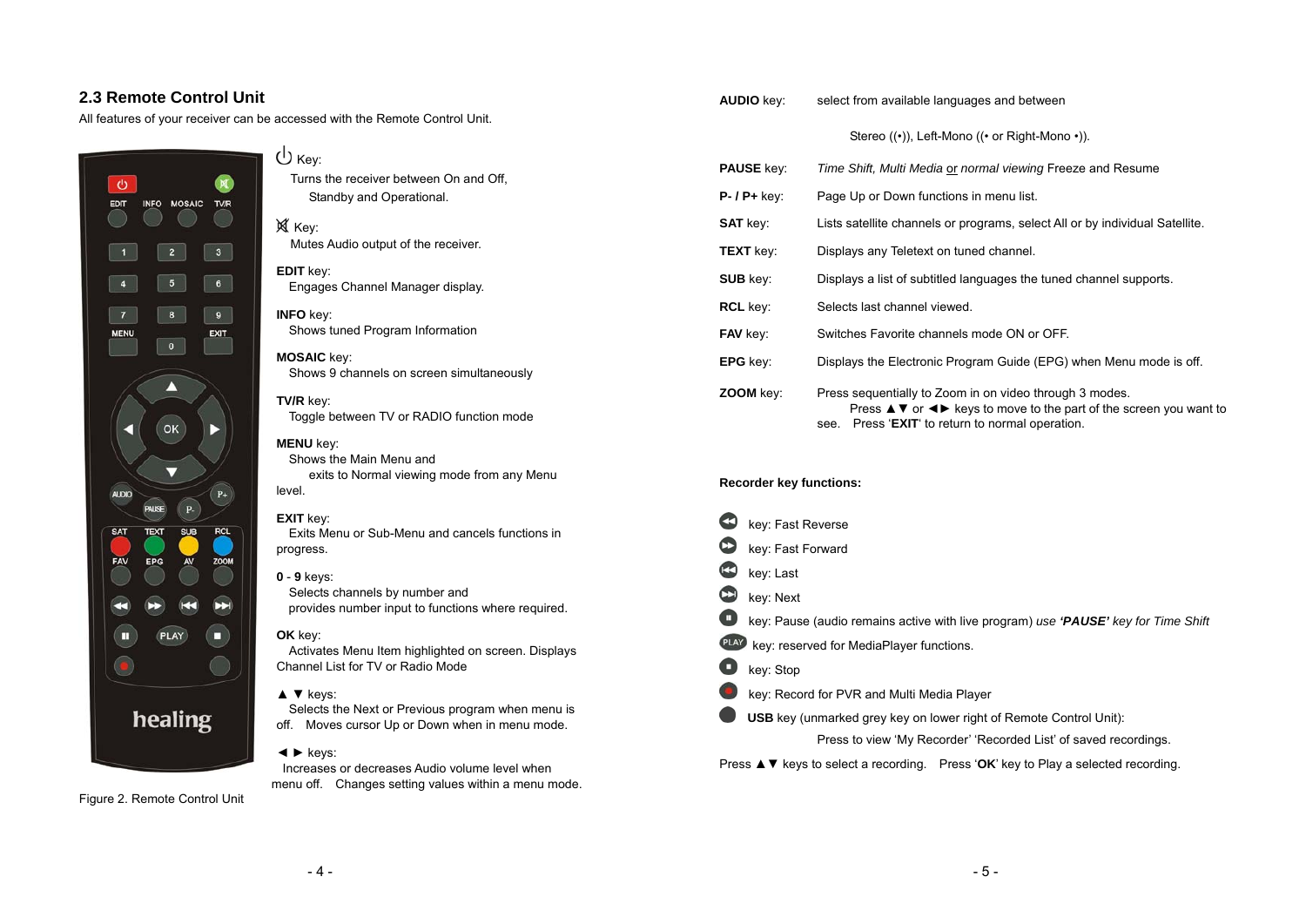## 2.3 Remote Control Unit

All features of your receiver can be accessed with the Remote Control Unit.

Figure 2. Remote Control Unit

⏻ Key:
Turns the receiver between On and Off, Standby and Operational.

🔇 Key:
Mutes Audio output of the receiver.

**EDIT** key:
Engages Channel Manager display.

**INFO** key:
Shows tuned Program Information

**MOSAIC** key:
Shows 9 channels on screen simultaneously

**TV/R** key:
Toggle between TV or RADIO function mode

**MENU** key:
Shows the Main Menu and exits to Normal viewing mode from any Menu level.

**EXIT** key:
Exits Menu or Sub-Menu and cancels functions in progress.

**0** - **9** keys:
Selects channels by number and provides number input to functions where required.

**OK** key:
Activates Menu Item highlighted on screen. Displays Channel List for TV or Radio Mode

▲ ▼ keys:
Selects the Next or Previous program when menu is off. Moves cursor Up or Down when in menu mode.

◄ ► keys:
Increases or decreases Audio volume level when menu off. Changes setting values within a menu mode.

**AUDIO** key: select from available languages and between Stereo ((•)), Left-Mono ((• or Right-Mono •)).

**PAUSE** key: *Time Shift, Multi Media* or *normal viewing* Freeze and Resume

**P- / P+** key: Page Up or Down functions in menu list.

**SAT** key: Lists satellite channels or programs, select All or by individual Satellite.

**TEXT** key: Displays any Teletext on tuned channel.

**SUB** key: Displays a list of subtitled languages the tuned channel supports.

**RCL** key: Selects last channel viewed.

**FAV** key: Switches Favorite channels mode ON or OFF.

**EPG** key: Displays the Electronic Program Guide (EPG) when Menu mode is off.

**ZOOM** key: Press sequentially to Zoom in on video through 3 modes. Press ▲▼ or ◄► keys to move to the part of the screen you want to see. Press '**EXIT**' to return to normal operation.

**Recorder key functions:**

⏪ key: Fast Reverse

⏩ key: Fast Forward

⏮ key: Last

⏭ key: Next

⏸ key: Pause (audio remains active with live program) *use* ***'PAUSE'*** *key for Time Shift*

PLAY key: reserved for MediaPlayer functions.

⏹ key: Stop

⏺ key: Record for PVR and Multi Media Player

**USB** key (unmarked grey key on lower right of Remote Control Unit):
Press to view 'My Recorder' 'Recorded List' of saved recordings.

Press ▲▼ keys to select a recording. Press '**OK**' key to Play a selected recording.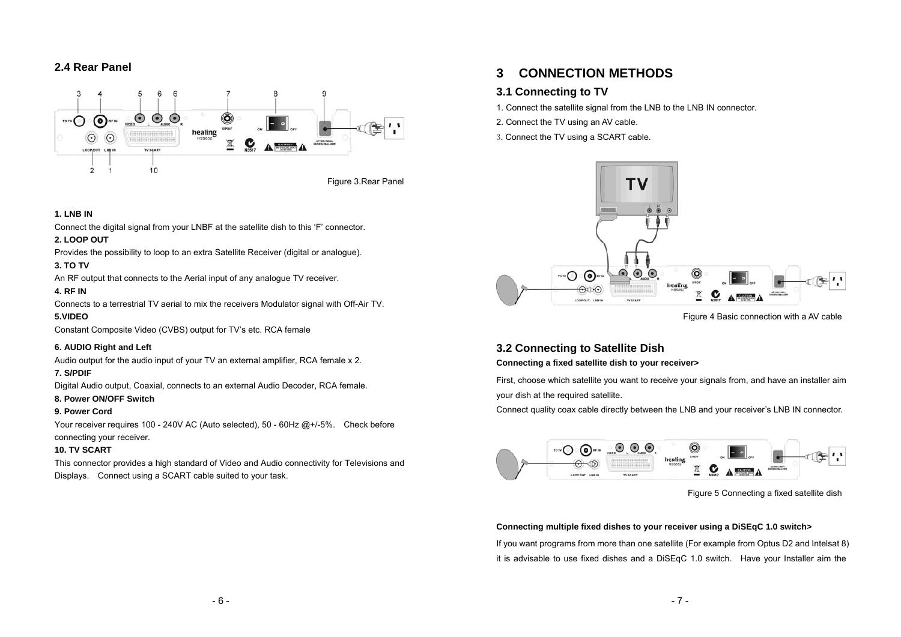## 2.4 Rear Panel

Figure 3.Rear Panel

**1. LNB IN**

Connect the digital signal from your LNBF at the satellite dish to this 'F' connector.

**2. LOOP OUT**

Provides the possibility to loop to an extra Satellite Receiver (digital or analogue).

**3. TO TV**

An RF output that connects to the Aerial input of any analogue TV receiver.

**4. RF IN**

Connects to a terrestrial TV aerial to mix the receivers Modulator signal with Off-Air TV.

**5.VIDEO**

Constant Composite Video (CVBS) output for TV's etc. RCA female

**6. AUDIO Right and Left**

Audio output for the audio input of your TV an external amplifier, RCA female x 2.

**7. S/PDIF**

Digital Audio output, Coaxial, connects to an external Audio Decoder, RCA female.

**8. Power ON/OFF Switch**

**9. Power Cord**

Your receiver requires 100 - 240V AC (Auto selected), 50 - 60Hz @+/-5%. Check before connecting your receiver.

**10. TV SCART**

This connector provides a high standard of Video and Audio connectivity for Televisions and Displays. Connect using a SCART cable suited to your task.

# 3 CONNECTION METHODS

## 3.1 Connecting to TV

1. Connect the satellite signal from the LNB to the LNB IN connector.
2. Connect the TV using an AV cable.
3. Connect the TV using a SCART cable.

Figure 4 Basic connection with a AV cable

## 3.2 Connecting to Satellite Dish

**Connecting a fixed satellite dish to your receiver>**

First, choose which satellite you want to receive your signals from, and have an installer aim your dish at the required satellite.

Connect quality coax cable directly between the LNB and your receiver's LNB IN connector.

Figure 5 Connecting a fixed satellite dish

**Connecting multiple fixed dishes to your receiver using a DiSEqC 1.0 switch>**

If you want programs from more than one satellite (For example from Optus D2 and Intelsat 8) it is advisable to use fixed dishes and a DiSEqC 1.0 switch. Have your Installer aim the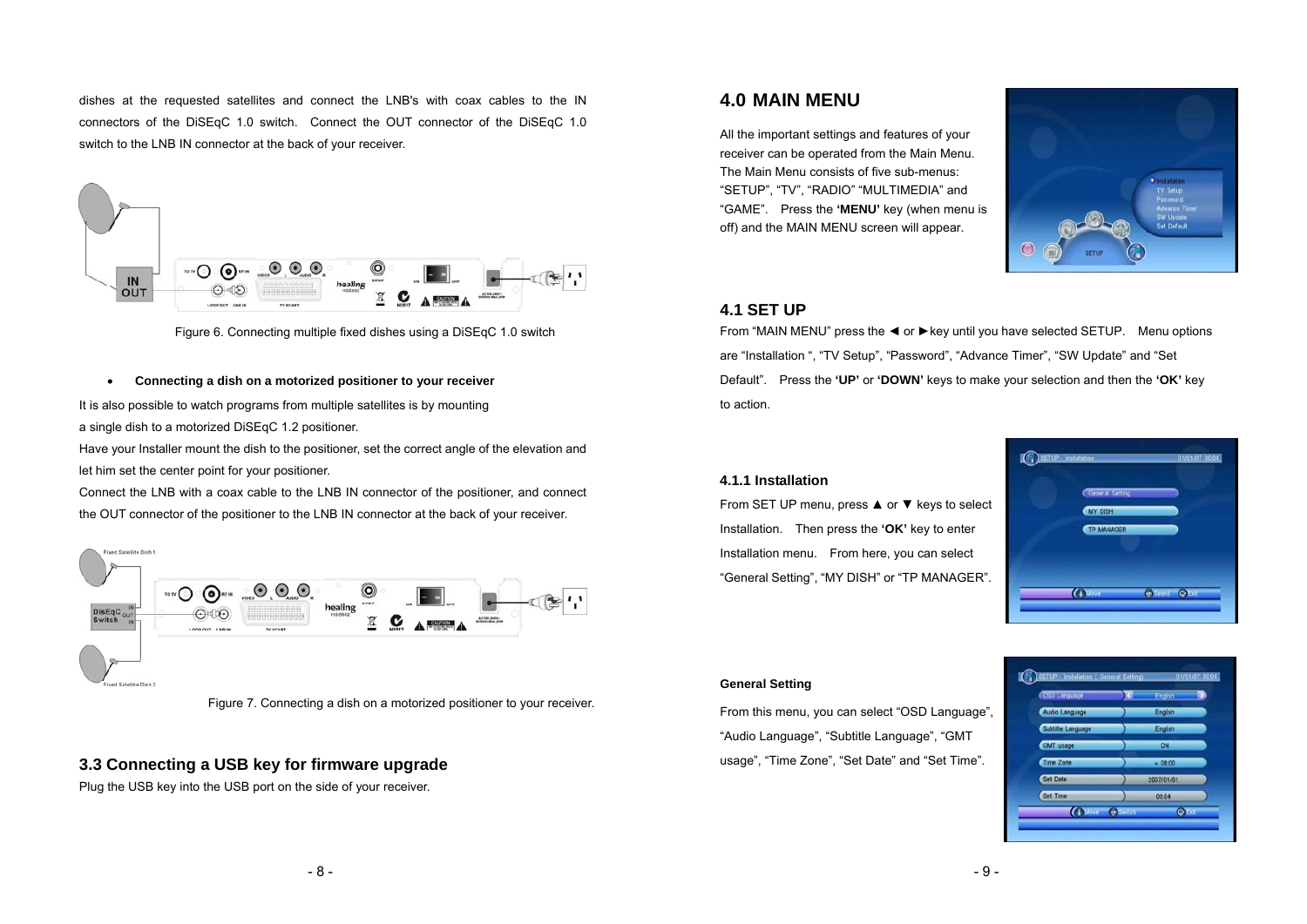dishes at the requested satellites and connect the LNB's with coax cables to the IN connectors of the DiSEqC 1.0 switch. Connect the OUT connector of the DiSEqC 1.0 switch to the LNB IN connector at the back of your receiver.

Figure 6. Connecting multiple fixed dishes using a DiSEqC 1.0 switch

- **Connecting a dish on a motorized positioner to your receiver**

It is also possible to watch programs from multiple satellites is by mounting a single dish to a motorized DiSEqC 1.2 positioner.
Have your Installer mount the dish to the positioner, set the correct angle of the elevation and let him set the center point for your positioner.
Connect the LNB with a coax cable to the LNB IN connector of the positioner, and connect the OUT connector of the positioner to the LNB IN connector at the back of your receiver.

Figure 7. Connecting a dish on a motorized positioner to your receiver.

## 3.3 Connecting a USB key for firmware upgrade

Plug the USB key into the USB port on the side of your receiver.

# 4.0 MAIN MENU

All the important settings and features of your receiver can be operated from the Main Menu. The Main Menu consists of five sub-menus: "SETUP", "TV", "RADIO" "MULTIMEDIA" and "GAME". Press the **'MENU'** key (when menu is off) and the MAIN MENU screen will appear.

## 4.1 SET UP

From "MAIN MENU" press the ◄ or ►key until you have selected SETUP. Menu options are "Installation ", "TV Setup", "Password", "Advance Timer", "SW Update" and "Set Default". Press the **'UP'** or **'DOWN'** keys to make your selection and then the **'OK'** key to action.

### 4.1.1 Installation

From SET UP menu, press ▲ or ▼ keys to select Installation. Then press the **'OK'** key to enter Installation menu. From here, you can select "General Setting", "MY DISH" or "TP MANAGER".

**General Setting**

From this menu, you can select "OSD Language", "Audio Language", "Subtitle Language", "GMT usage", "Time Zone", "Set Date" and "Set Time".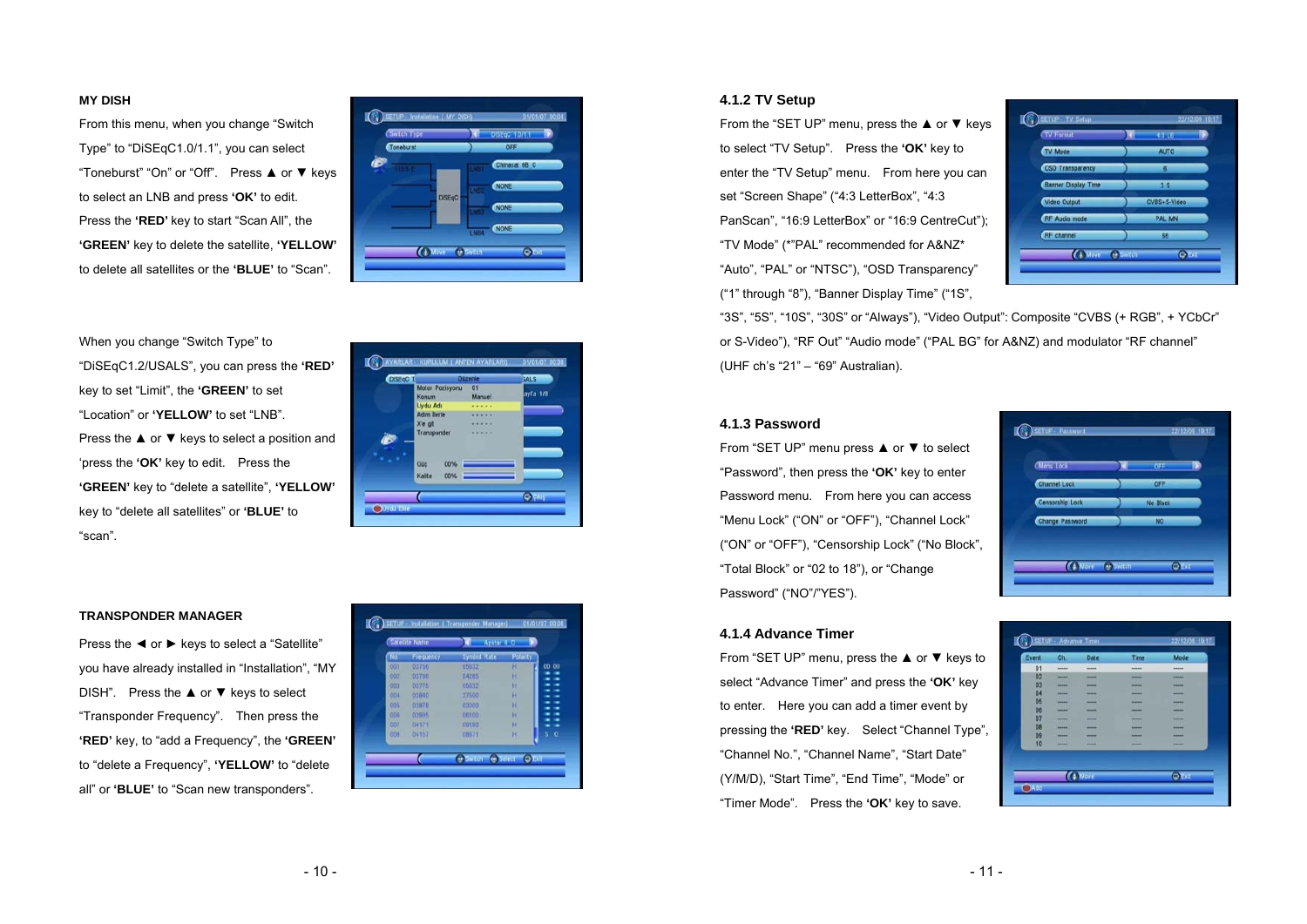## MY DISH

From this menu, when you change "Switch Type" to "DiSEqC1.0/1.1", you can select "Toneburst" "On" or "Off". Press ▲ or ▼ keys to select an LNB and press **'OK'** to edit. Press the **'RED'** key to start "Scan All", the **'GREEN'** key to delete the satellite, **'YELLOW'** to delete all satellites or the **'BLUE'** to "Scan".

When you change "Switch Type" to "DiSEqC1.2/USALS", you can press the **'RED'** key to set "Limit", the **'GREEN'** to set "Location" or **'YELLOW'** to set "LNB". Press the ▲ or ▼ keys to select a position and 'press the **'OK'** key to edit. Press the **'GREEN'** key to "delete a satellite", **'YELLOW'** key to "delete all satellites" or **'BLUE'** to "scan".

## TRANSPONDER MANAGER

Press the ◄ or ► keys to select a "Satellite" you have already installed in "Installation", "MY DISH". Press the ▲ or ▼ keys to select "Transponder Frequency". Then press the **'RED'** key, to "add a Frequency", the **'GREEN'** to "delete a Frequency", **'YELLOW'** to "delete all" or **'BLUE'** to "Scan new transponders".

### 4.1.2 TV Setup

From the "SET UP" menu, press the ▲ or ▼ keys to select "TV Setup". Press the **'OK'** key to enter the "TV Setup" menu. From here you can set "Screen Shape" ("4:3 LetterBox", "4:3 PanScan", "16:9 LetterBox" or "16:9 CentreCut"); "TV Mode" (*"PAL" recommended for A&NZ* "Auto", "PAL" or "NTSC"), "OSD Transparency" ("1" through "8"), "Banner Display Time" ("1S", "3S", "5S", "10S", "30S" or "Always"), "Video Output": Composite "CVBS (+ RGB", + YCbCr" or S-Video"), "RF Out" "Audio mode" ("PAL BG" for A&NZ) and modulator "RF channel" (UHF ch's "21" – "69" Australian).

### 4.1.3 Password

From "SET UP" menu press ▲ or ▼ to select "Password", then press the **'OK'** key to enter Password menu. From here you can access "Menu Lock" ("ON" or "OFF"), "Channel Lock" ("ON" or "OFF"), "Censorship Lock" ("No Block", "Total Block" or "02 to 18"), or "Change Password" ("NO"/"YES").

### 4.1.4 Advance Timer

From "SET UP" menu, press the ▲ or ▼ keys to select "Advance Timer" and press the **'OK'** key to enter. Here you can add a timer event by pressing the **'RED'** key. Select "Channel Type", "Channel No.", "Channel Name", "Start Date" (Y/M/D), "Start Time", "End Time", "Mode" or "Timer Mode". Press the **'OK'** key to save.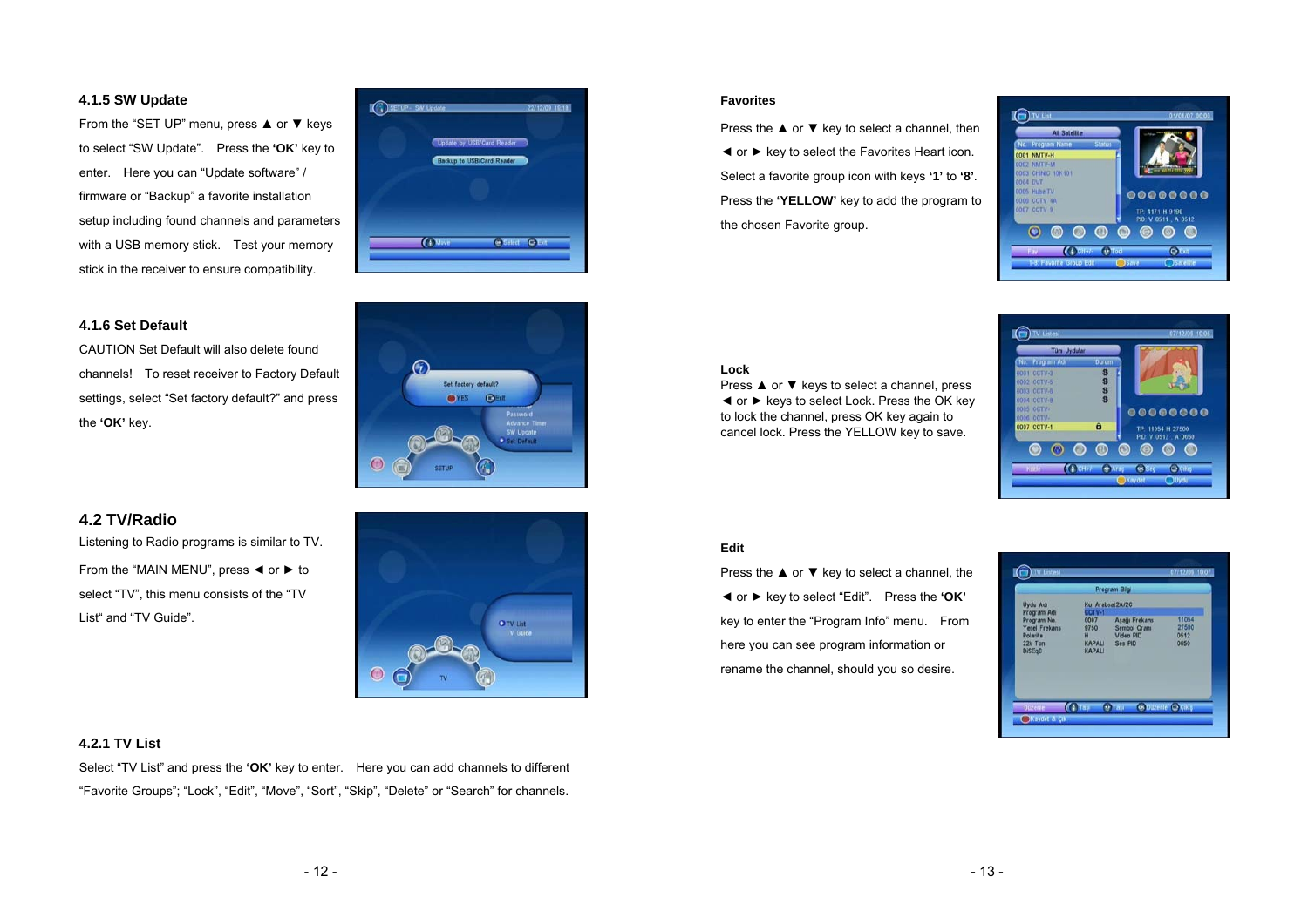### 4.1.5 SW Update

From the "SET UP" menu, press ▲ or ▼ keys to select "SW Update". Press the **'OK'** key to enter. Here you can "Update software" / firmware or "Backup" a favorite installation setup including found channels and parameters with a USB memory stick. Test your memory stick in the receiver to ensure compatibility.

### 4.1.6 Set Default

CAUTION Set Default will also delete found channels! To reset receiver to Factory Default settings, select "Set factory default?" and press the **'OK'** key.

## 4.2 TV/Radio

Listening to Radio programs is similar to TV.

From the "MAIN MENU", press ◄ or ► to select "TV", this menu consists of the "TV List" and "TV Guide".

### 4.2.1 TV List

Select "TV List" and press the **'OK'** key to enter. Here you can add channels to different "Favorite Groups"; "Lock", "Edit", "Move", "Sort", "Skip", "Delete" or "Search" for channels.

**Favorites**

Press the ▲ or ▼ key to select a channel, then ◄ or ► key to select the Favorites Heart icon. Select a favorite group icon with keys **'1'** to **'8'**. Press the **'YELLOW'** key to add the program to the chosen Favorite group.

**Lock**

Press ▲ or ▼ keys to select a channel, press ◄ or ► keys to select Lock. Press the OK key to lock the channel, press OK key again to cancel lock. Press the YELLOW key to save.

**Edit**

Press the ▲ or ▼ key to select a channel, the ◄ or ► key to select "Edit". Press the **'OK'** key to enter the "Program Info" menu. From here you can see program information or rename the channel, should you so desire.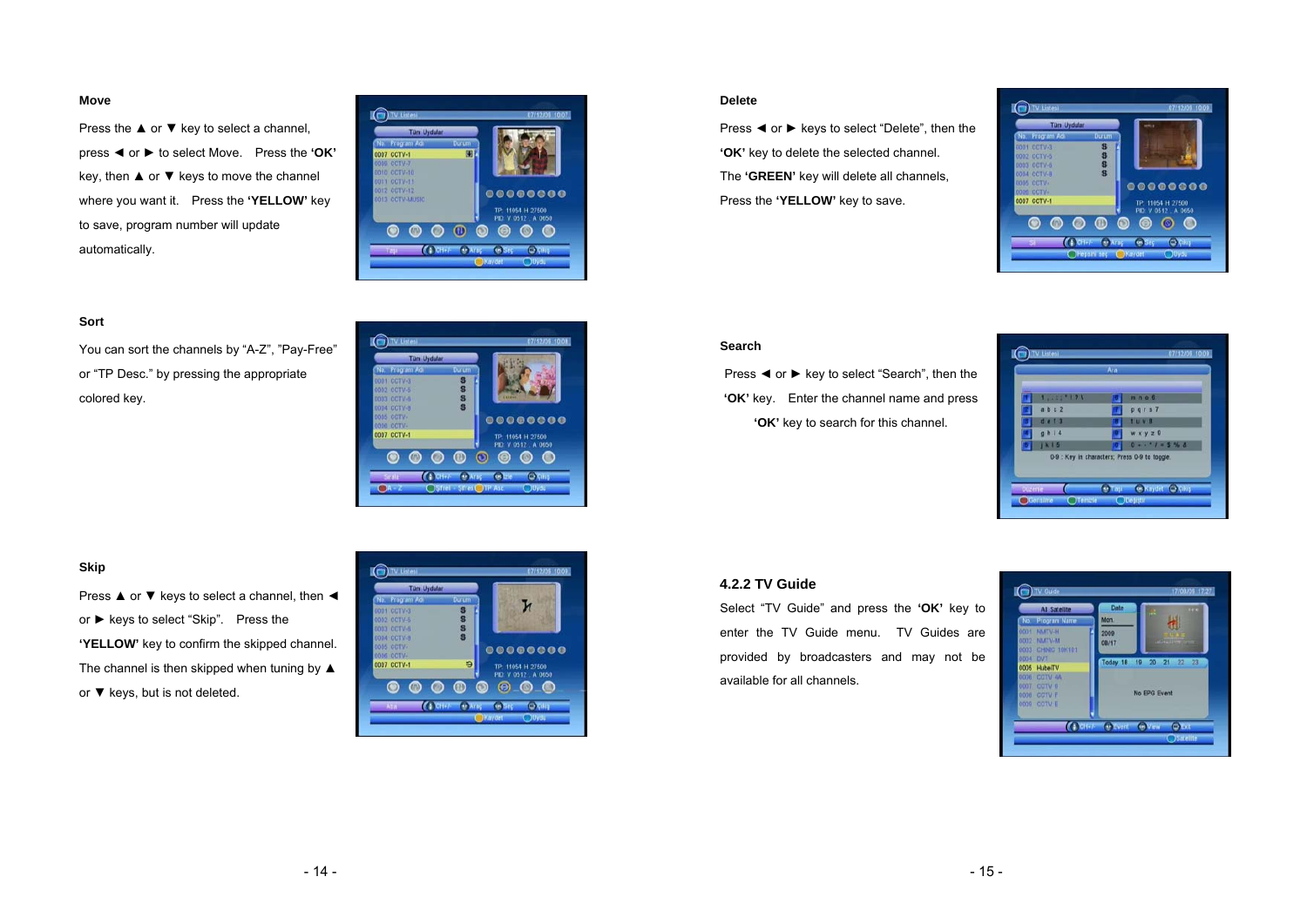### Move

Press the ▲ or ▼ key to select a channel, press ◄ or ► to select Move. Press the **'OK'** key, then ▲ or ▼ keys to move the channel where you want it. Press the **'YELLOW'** key to save, program number will update automatically.

### Sort

You can sort the channels by "A-Z", "Pay-Free" or "TP Desc." by pressing the appropriate colored key.

### Skip

Press ▲ or ▼ keys to select a channel, then ◄ or ► keys to select "Skip". Press the **'YELLOW'** key to confirm the skipped channel. The channel is then skipped when tuning by ▲ or ▼ keys, but is not deleted.

### Delete

Press ◄ or ► keys to select "Delete", then the **'OK'** key to delete the selected channel. The **'GREEN'** key will delete all channels, Press the **'YELLOW'** key to save.

### Search

Press ◄ or ► key to select "Search", then the **'OK'** key. Enter the channel name and press **'OK'** key to search for this channel.

### 4.2.2 TV Guide

Select "TV Guide" and press the **'OK'** key to enter the TV Guide menu. TV Guides are provided by broadcasters and may not be available for all channels.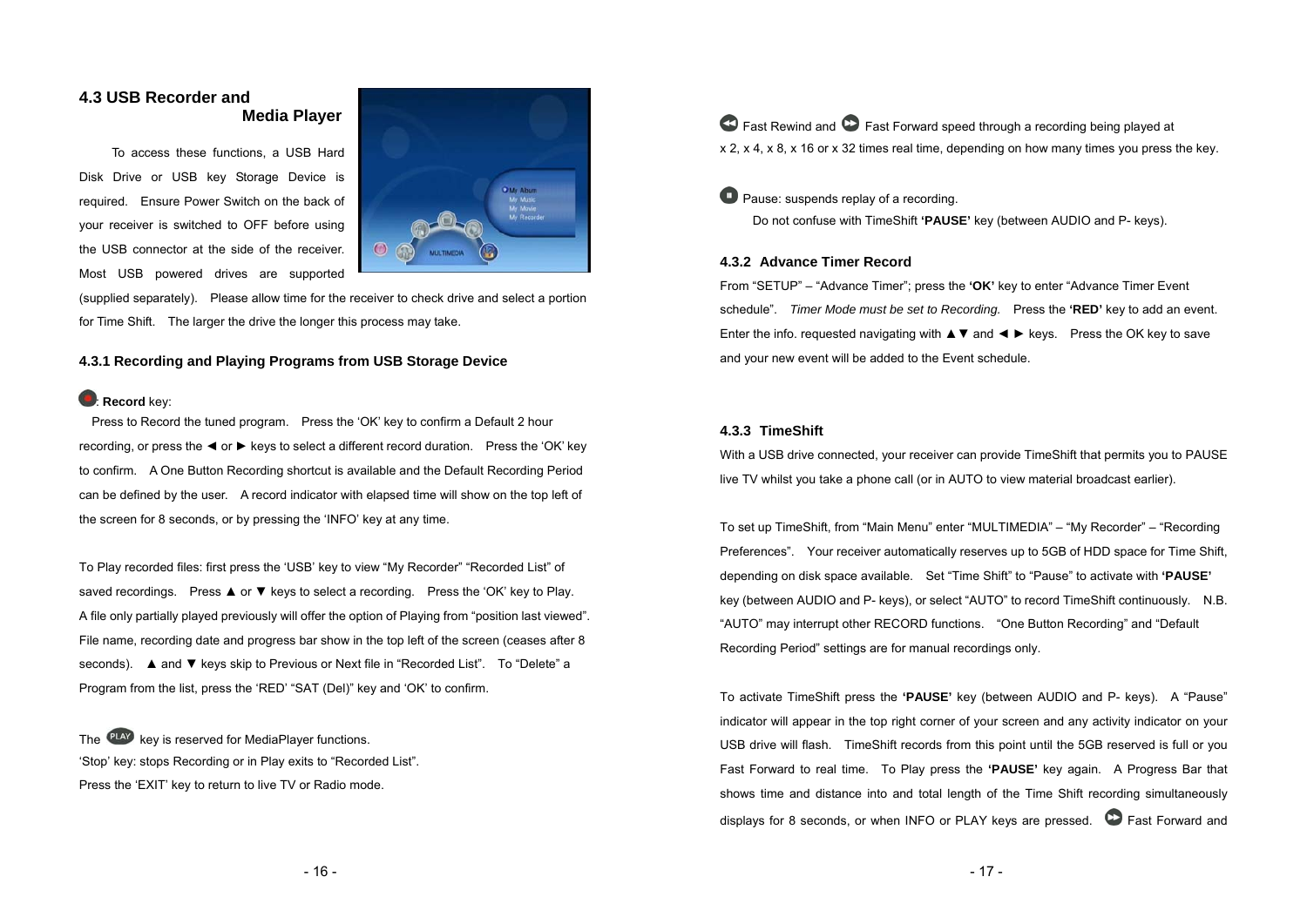## 4.3 USB Recorder and Media Player

To access these functions, a USB Hard Disk Drive or USB key Storage Device is required. Ensure Power Switch on the back of your receiver is switched to OFF before using the USB connector at the side of the receiver. Most USB powered drives are supported (supplied separately). Please allow time for the receiver to check drive and select a portion for Time Shift. The larger the drive the longer this process may take.

### 4.3.1 Recording and Playing Programs from USB Storage Device

: **Record** key:

Press to Record the tuned program. Press the 'OK' key to confirm a Default 2 hour recording, or press the ◄ or ► keys to select a different record duration. Press the 'OK' key to confirm. A One Button Recording shortcut is available and the Default Recording Period can be defined by the user. A record indicator with elapsed time will show on the top left of the screen for 8 seconds, or by pressing the 'INFO' key at any time.

To Play recorded files: first press the 'USB' key to view "My Recorder" "Recorded List" of saved recordings. Press ▲ or ▼ keys to select a recording. Press the 'OK' key to Play. A file only partially played previously will offer the option of Playing from "position last viewed". File name, recording date and progress bar show in the top left of the screen (ceases after 8 seconds). ▲ and ▼ keys skip to Previous or Next file in "Recorded List". To "Delete" a Program from the list, press the 'RED' "SAT (Del)" key and 'OK' to confirm.

The PLAY key is reserved for MediaPlayer functions.

'Stop' key: stops Recording or in Play exits to "Recorded List".

Press the 'EXIT' key to return to live TV or Radio mode.

Fast Rewind and Fast Forward speed through a recording being played at x 2, x 4, x 8, x 16 or x 32 times real time, depending on how many times you press the key.

Pause: suspends replay of a recording.

Do not confuse with TimeShift **'PAUSE'** key (between AUDIO and P- keys).

### 4.3.2 Advance Timer Record

From "SETUP" – "Advance Timer"; press the **'OK'** key to enter "Advance Timer Event schedule". *Timer Mode must be set to Recording.* Press the **'RED'** key to add an event. Enter the info. requested navigating with ▲▼ and ◄ ► keys. Press the OK key to save and your new event will be added to the Event schedule.

### 4.3.3 TimeShift

With a USB drive connected, your receiver can provide TimeShift that permits you to PAUSE live TV whilst you take a phone call (or in AUTO to view material broadcast earlier).

To set up TimeShift, from "Main Menu" enter "MULTIMEDIA" – "My Recorder" – "Recording Preferences". Your receiver automatically reserves up to 5GB of HDD space for Time Shift, depending on disk space available. Set "Time Shift" to "Pause" to activate with **'PAUSE'** key (between AUDIO and P- keys), or select "AUTO" to record TimeShift continuously. N.B. "AUTO" may interrupt other RECORD functions. "One Button Recording" and "Default Recording Period" settings are for manual recordings only.

To activate TimeShift press the **'PAUSE'** key (between AUDIO and P- keys). A "Pause" indicator will appear in the top right corner of your screen and any activity indicator on your USB drive will flash. TimeShift records from this point until the 5GB reserved is full or you Fast Forward to real time. To Play press the **'PAUSE'** key again. A Progress Bar that shows time and distance into and total length of the Time Shift recording simultaneously displays for 8 seconds, or when INFO or PLAY keys are pressed. Fast Forward and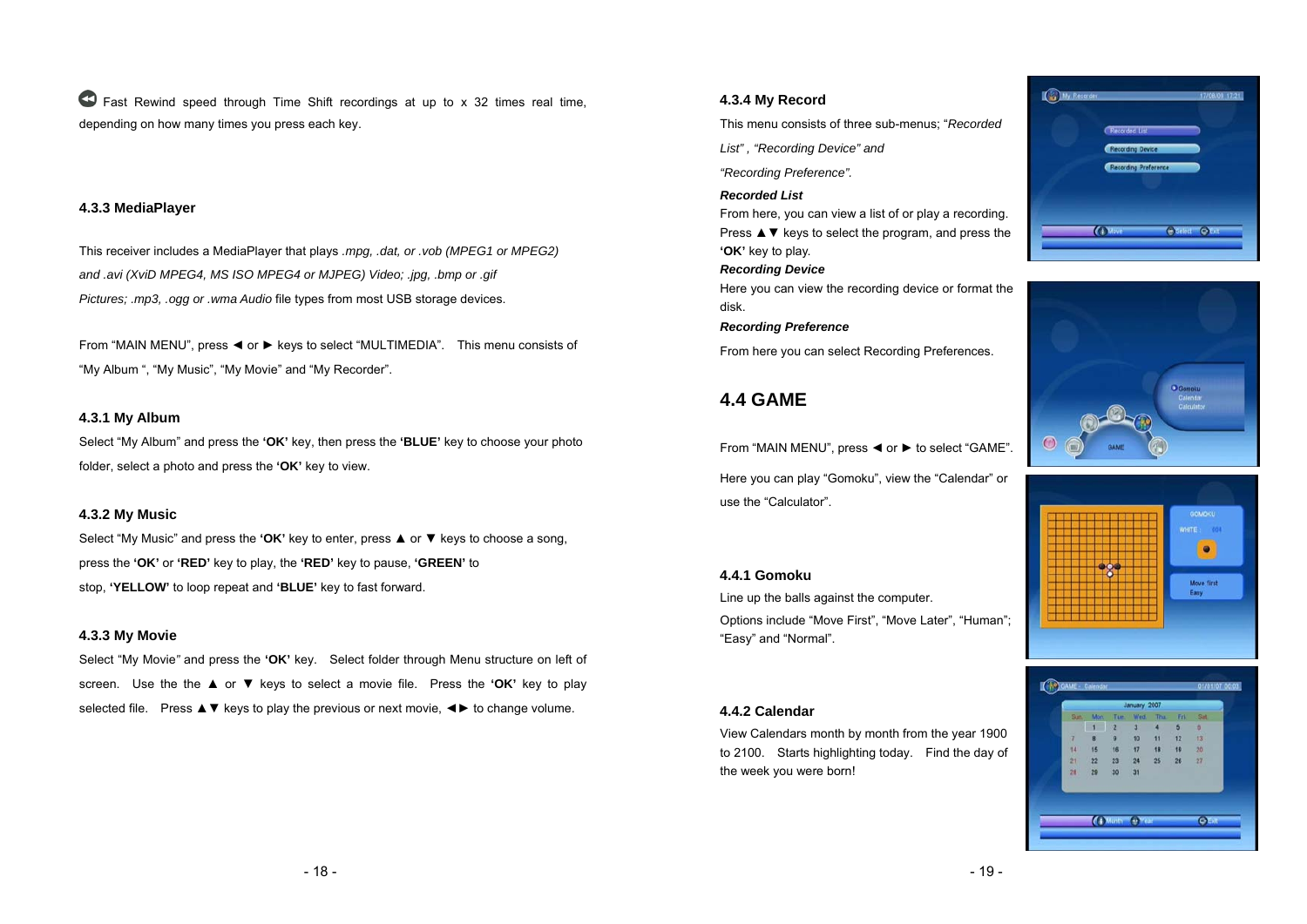⏪ Fast Rewind speed through Time Shift recordings at up to x 32 times real time, depending on how many times you press each key.

### 4.3.3 MediaPlayer

This receiver includes a MediaPlayer that plays *.mpg, .dat, or .vob (MPEG1 or MPEG2) and .avi (XviD MPEG4, MS ISO MPEG4 or MJPEG) Video; .jpg, .bmp or .gif Pictures; .mp3, .ogg or .wma Audio* file types from most USB storage devices.

From "MAIN MENU", press ◄ or ► keys to select "MULTIMEDIA". This menu consists of "My Album ", "My Music", "My Movie" and "My Recorder".

### 4.3.1 My Album

Select "My Album" and press the **'OK'** key, then press the **'BLUE'** key to choose your photo folder, select a photo and press the **'OK'** key to view.

### 4.3.2 My Music

Select "My Music" and press the **'OK'** key to enter, press ▲ or ▼ keys to choose a song, press the **'OK'** or **'RED'** key to play, the **'RED'** key to pause, **'GREEN'** to stop, **'YELLOW'** to loop repeat and **'BLUE'** key to fast forward.

### 4.3.3 My Movie

Select "My Movie" and press the **'OK'** key. Select folder through Menu structure on left of screen. Use the the ▲ or ▼ keys to select a movie file. Press the **'OK'** key to play selected file. Press ▲▼ keys to play the previous or next movie, ◄► to change volume.

### 4.3.4 My Record

This menu consists of three sub-menus; "*Recorded List" , "Recording Device" and "Recording Preference".*

***Recorded List***

From here, you can view a list of or play a recording. Press ▲▼ keys to select the program, and press the **'OK'** key to play.

***Recording Device***

Here you can view the recording device or format the disk.

***Recording Preference***

From here you can select Recording Preferences.

## 4.4 GAME

From "MAIN MENU", press ◄ or ► to select "GAME".

Here you can play "Gomoku", view the "Calendar" or use the "Calculator".

### 4.4.1 Gomoku

Line up the balls against the computer.

Options include "Move First", "Move Later", "Human"; "Easy" and "Normal".

### 4.4.2 Calendar

View Calendars month by month from the year 1900 to 2100. Starts highlighting today. Find the day of the week you were born!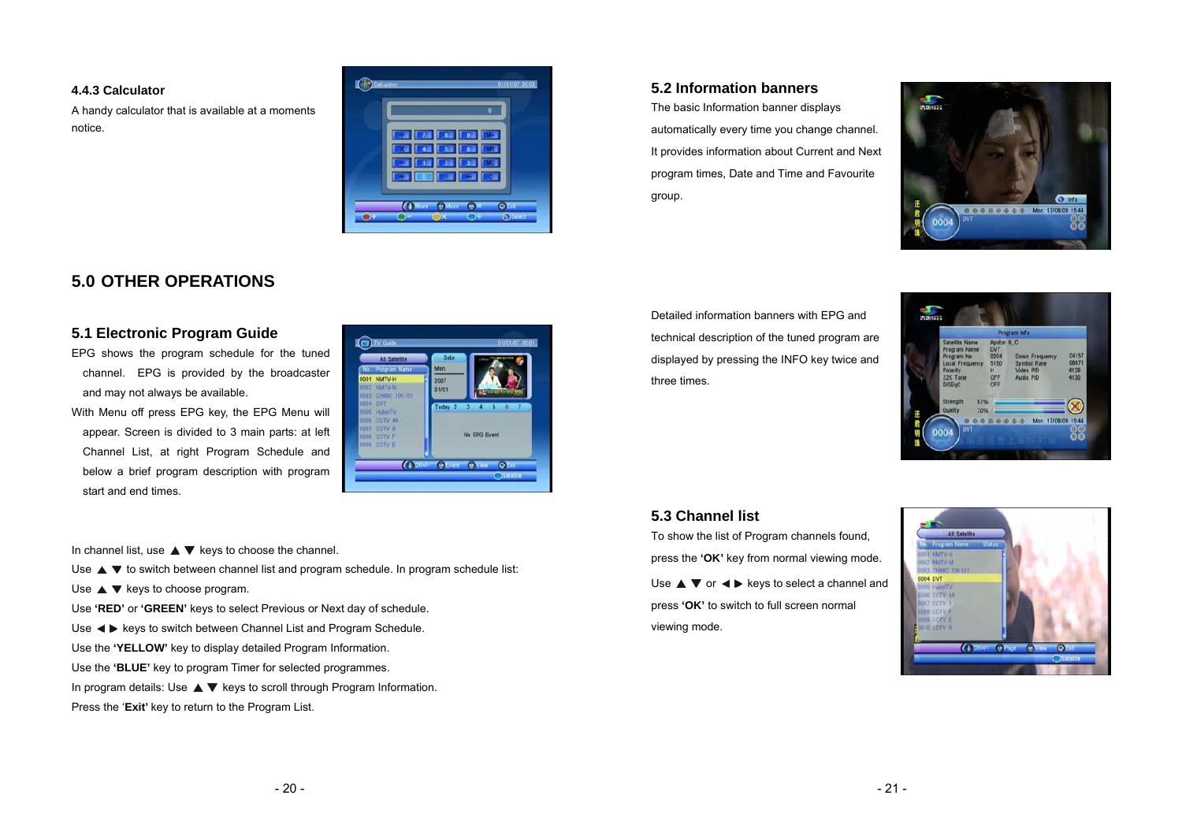### 4.4.3 Calculator

A handy calculator that is available at a moments notice.

## 5.0 OTHER OPERATIONS

### 5.1 Electronic Program Guide

EPG shows the program schedule for the tuned channel. EPG is provided by the broadcaster and may not always be available.

With Menu off press EPG key, the EPG Menu will appear. Screen is divided to 3 main parts: at left Channel List, at right Program Schedule and below a brief program description with program start and end times.

In channel list, use ▲ ▼ keys to choose the channel.

Use ▲ ▼ to switch between channel list and program schedule. In program schedule list:

Use ▲ ▼ keys to choose program.

Use **'RED'** or **'GREEN'** keys to select Previous or Next day of schedule.

Use ◀ ▶ keys to switch between Channel List and Program Schedule.

Use the **'YELLOW'** key to display detailed Program Information.

Use the **'BLUE'** key to program Timer for selected programmes.

In program details: Use ▲ ▼ keys to scroll through Program Information.

Press the '**Exit'** key to return to the Program List.

### 5.2 Information banners

The basic Information banner displays automatically every time you change channel. It provides information about Current and Next program times, Date and Time and Favourite group.

Detailed information banners with EPG and technical description of the tuned program are displayed by pressing the INFO key twice and three times.

### 5.3 Channel list

To show the list of Program channels found, press the **'OK'** key from normal viewing mode.

Use ▲ ▼ or ◀ ▶ keys to select a channel and press **'OK'** to switch to full screen normal viewing mode.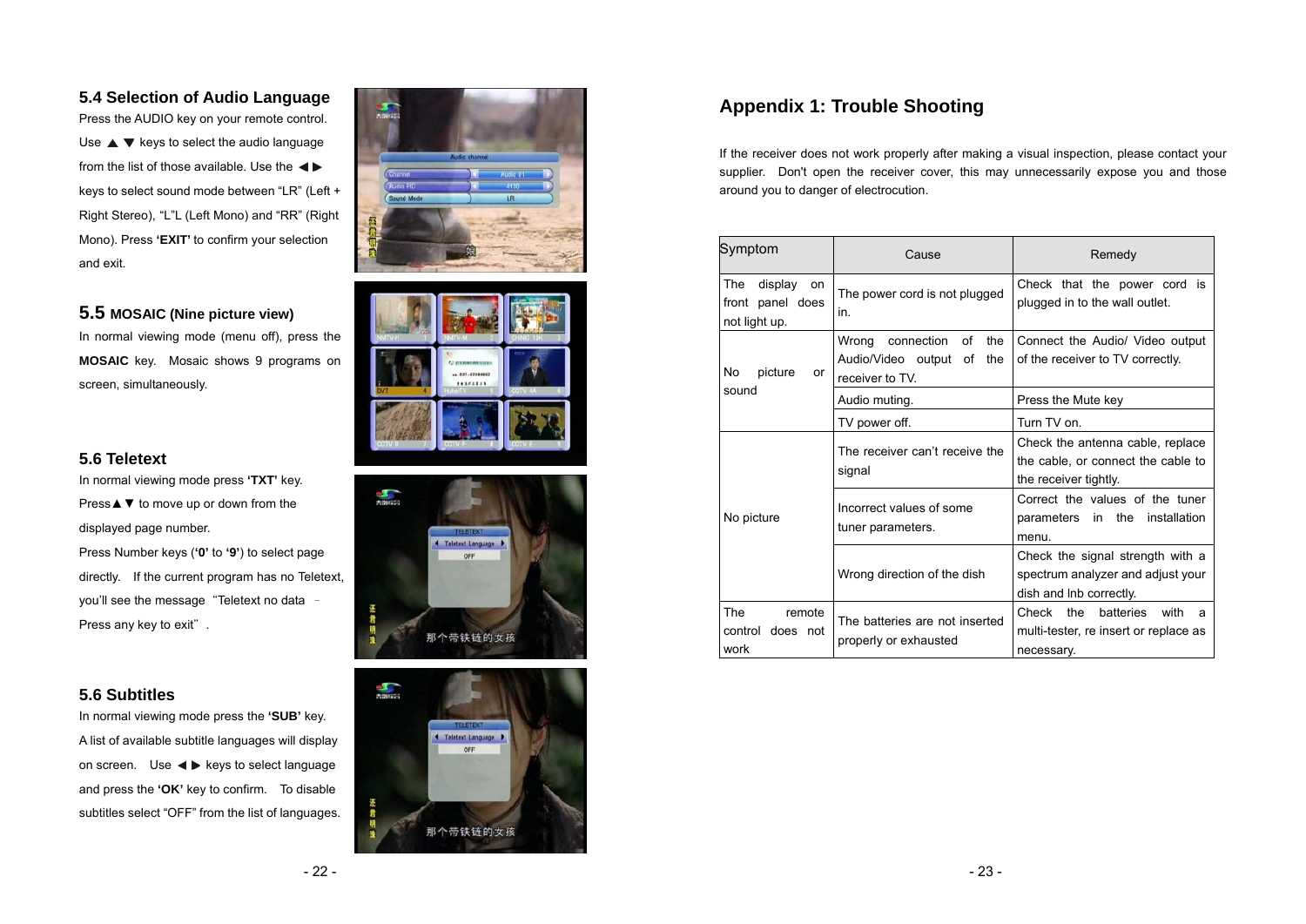## 5.4 Selection of Audio Language

Press the AUDIO key on your remote control. Use ▲ ▼ keys to select the audio language from the list of those available. Use the ◀ ▶ keys to select sound mode between "LR" (Left + Right Stereo), "L"L (Left Mono) and "RR" (Right Mono). Press **'EXIT'** to confirm your selection and exit.

## 5.5 MOSAIC (Nine picture view)

In normal viewing mode (menu off), press the **MOSAIC** key. Mosaic shows 9 programs on screen, simultaneously.

## 5.6 Teletext

In normal viewing mode press **'TXT'** key.

Press▲▼ to move up or down from the displayed page number.

Press Number keys (**'0'** to **'9'**) to select page directly. If the current program has no Teletext, you'll see the message "Teletext no data – Press any key to exit".

## 5.6 Subtitles

In normal viewing mode press the **'SUB'** key. A list of available subtitle languages will display on screen. Use ◀ ▶ keys to select language and press the **'OK'** key to confirm. To disable subtitles select "OFF" from the list of languages.

## Appendix 1: Trouble Shooting

If the receiver does not work properly after making a visual inspection, please contact your supplier. Don't open the receiver cover, this may unnecessarily expose you and those around you to danger of electrocution.

| Symptom | Cause | Remedy |
|---|---|---|
| The display on front panel does not light up. | The power cord is not plugged in. | Check that the power cord is plugged in to the wall outlet. |
| No picture or sound | Wrong connection of the Audio/Video output of the receiver to TV. | Connect the Audio/ Video output of the receiver to TV correctly. |
| | Audio muting. | Press the Mute key |
| | TV power off. | Turn TV on. |
| No picture | The receiver can't receive the signal | Check the antenna cable, replace the cable, or connect the cable to the receiver tightly. |
| | Incorrect values of some tuner parameters. | Correct the values of the tuner parameters in the installation menu. |
| | Wrong direction of the dish | Check the signal strength with a spectrum analyzer and adjust your dish and lnb correctly. |
| The remote control does not work | The batteries are not inserted properly or exhausted | Check the batteries with a multi-tester, re insert or replace as necessary. |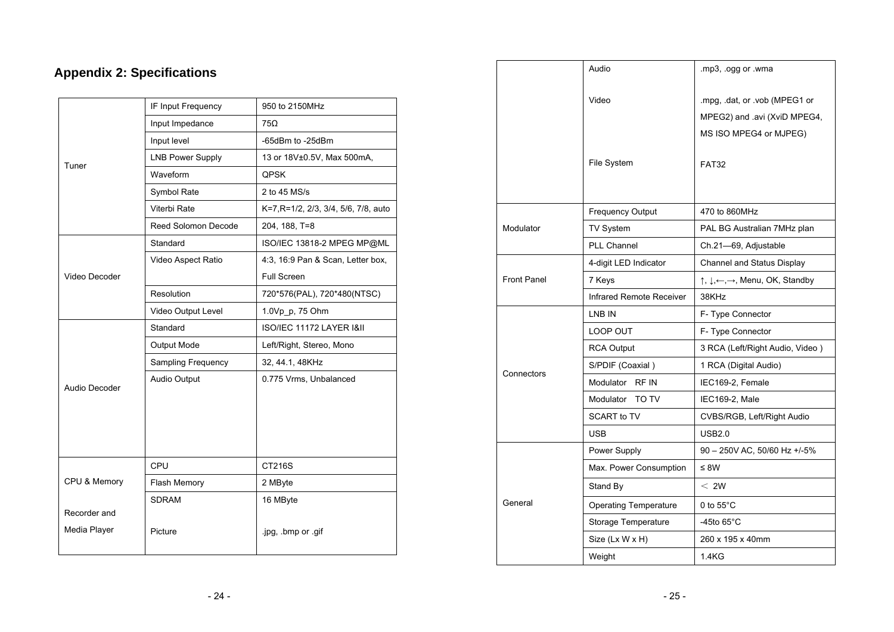## Appendix 2: Specifications

| | | |
|---|---|---|
| Tuner | IF Input Frequency | 950 to 2150MHz |
| | Input Impedance | 75Ω |
| | Input level | -65dBm to -25dBm |
| | LNB Power Supply | 13 or 18V±0.5V, Max 500mA, |
| | Waveform | QPSK |
| | Symbol Rate | 2 to 45 MS/s |
| | Viterbi Rate | K=7,R=1/2, 2/3, 3/4, 5/6, 7/8, auto |
| | Reed Solomon Decode | 204, 188, T=8 |
| Video Decoder | Standard | ISO/IEC 13818-2 MPEG MP@ML |
| | Video Aspect Ratio | 4:3, 16:9 Pan & Scan, Letter box, Full Screen |
| | Resolution | 720*576(PAL), 720*480(NTSC) |
| | Video Output Level | 1.0Vp_p, 75 Ohm |
| Audio Decoder | Standard | ISO/IEC 11172 LAYER I&II |
| | Output Mode | Left/Right, Stereo, Mono |
| | Sampling Frequency | 32, 44.1, 48KHz |
| | Audio Output | 0.775 Vrms, Unbalanced |
| CPU & Memory | CPU | CT216S |
| | Flash Memory | 2 MByte |
| | SDRAM | 16 MByte |
| Recorder and Media Player | Picture | .jpg, .bmp or .gif |
| | Audio | .mp3, .ogg or .wma |
| | Video | .mpg, .dat, or .vob (MPEG1 or MPEG2) and .avi (XviD MPEG4, MS ISO MPEG4 or MJPEG) |
| | File System | FAT32 |
| Modulator | Frequency Output | 470 to 860MHz |
| | TV System | PAL BG Australian 7MHz plan |
| | PLL Channel | Ch.21—69, Adjustable |
| Front Panel | 4-digit LED Indicator | Channel and Status Display |
| | 7 Keys | ↑, ↓,←,→, Menu, OK, Standby |
| | Infrared Remote Receiver | 38KHz |
| Connectors | LNB IN | F- Type Connector |
| | LOOP OUT | F- Type Connector |
| | RCA Output | 3 RCA (Left/Right Audio, Video ) |
| | S/PDIF (Coaxial ) | 1 RCA (Digital Audio) |
| | Modulator RF IN | IEC169-2, Female |
| | Modulator TO TV | IEC169-2, Male |
| | SCART to TV | CVBS/RGB, Left/Right Audio |
| | USB | USB2.0 |
| General | Power Supply | 90 – 250V AC, 50/60 Hz +/-5% |
| | Max. Power Consumption | ≤ 8W |
| | Stand By | < 2W |
| | Operating Temperature | 0 to 55°C |
| | Storage Temperature | -45to 65°C |
| | Size (Lx W x H) | 260 x 195 x 40mm |
| | Weight | 1.4KG |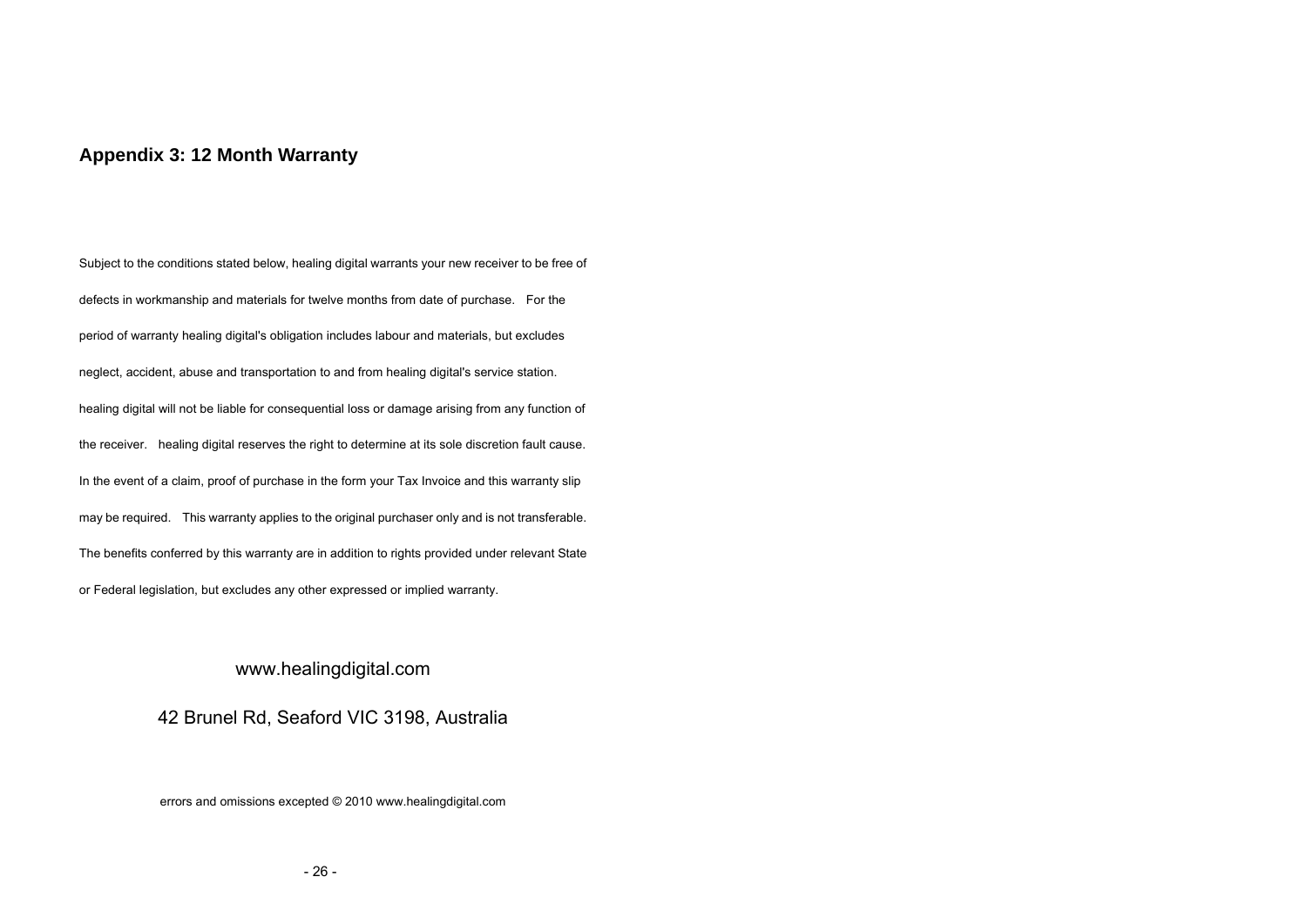## Appendix 3: 12 Month Warranty

Subject to the conditions stated below, healing digital warrants your new receiver to be free of defects in workmanship and materials for twelve months from date of purchase. For the period of warranty healing digital's obligation includes labour and materials, but excludes neglect, accident, abuse and transportation to and from healing digital's service station. healing digital will not be liable for consequential loss or damage arising from any function of the receiver. healing digital reserves the right to determine at its sole discretion fault cause. In the event of a claim, proof of purchase in the form your Tax Invoice and this warranty slip may be required. This warranty applies to the original purchaser only and is not transferable. The benefits conferred by this warranty are in addition to rights provided under relevant State or Federal legislation, but excludes any other expressed or implied warranty.

www.healingdigital.com

42 Brunel Rd, Seaford VIC 3198, Australia

errors and omissions excepted © 2010 www.healingdigital.com